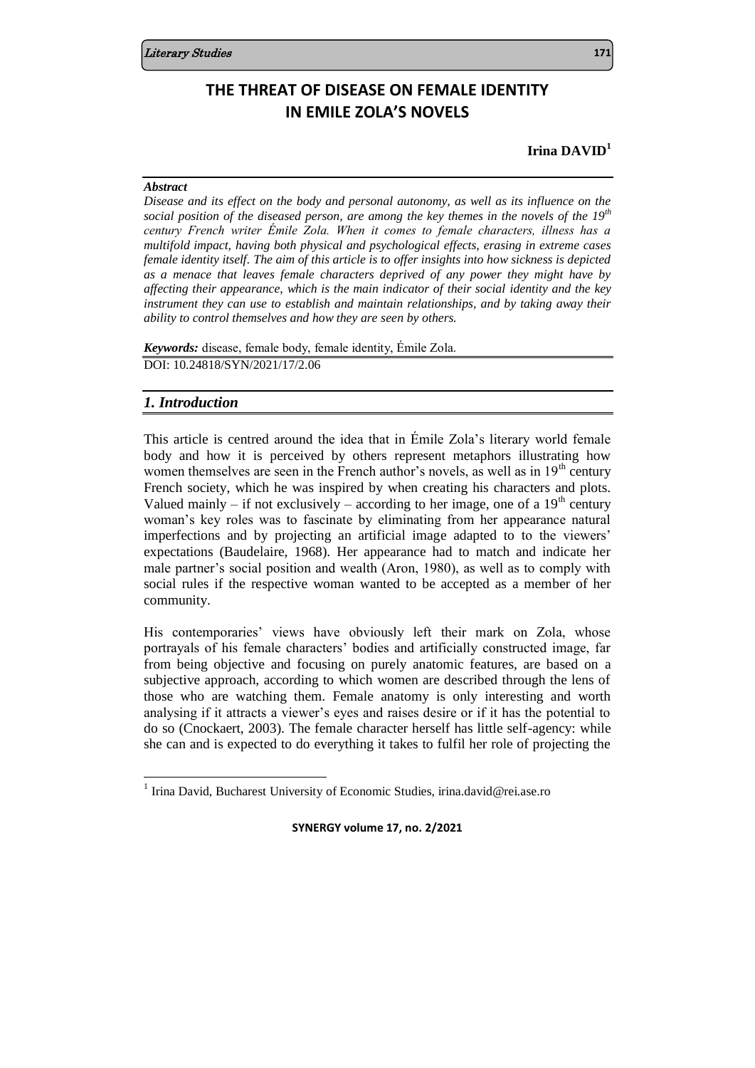# THE THREAT OF DISEASE ON FEMALE IDENTITY IN EMILE ZOLA'S NOVELS

**Irina DAVID**[1]

***Abstract***

*Disease and its effect on the body and personal autonomy, as well as its influence on the social position of the diseased person, are among the key themes in the novels of the 19th century French writer Émile Zola. When it comes to female characters, illness has a multifold impact, having both physical and psychological effects, erasing in extreme cases female identity itself. The aim of this article is to offer insights into how sickness is depicted as a menace that leaves female characters deprived of any power they might have by affecting their appearance, which is the main indicator of their social identity and the key instrument they can use to establish and maintain relationships, and by taking away their ability to control themselves and how they are seen by others.*

***Keywords:*** disease, female body, female identity, Émile Zola.

DOI: 10.24818/SYN/2021/17/2.06

## *1. Introduction*

This article is centred around the idea that in Émile Zola's literary world female body and how it is perceived by others represent metaphors illustrating how women themselves are seen in the French author's novels, as well as in 19th century French society, which he was inspired by when creating his characters and plots. Valued mainly – if not exclusively – according to her image, one of a 19th century woman's key roles was to fascinate by eliminating from her appearance natural imperfections and by projecting an artificial image adapted to to the viewers' expectations (Baudelaire, 1968). Her appearance had to match and indicate her male partner's social position and wealth (Aron, 1980), as well as to comply with social rules if the respective woman wanted to be accepted as a member of her community.

His contemporaries' views have obviously left their mark on Zola, whose portrayals of his female characters' bodies and artificially constructed image, far from being objective and focusing on purely anatomic features, are based on a subjective approach, according to which women are described through the lens of those who are watching them. Female anatomy is only interesting and worth analysing if it attracts a viewer's eyes and raises desire or if it has the potential to do so (Cnockaert, 2003). The female character herself has little self-agency: while she can and is expected to do everything it takes to fulfil her role of projecting the

---

[1] Irina David, Bucharest University of Economic Studies, irina.david@rei.ase.ro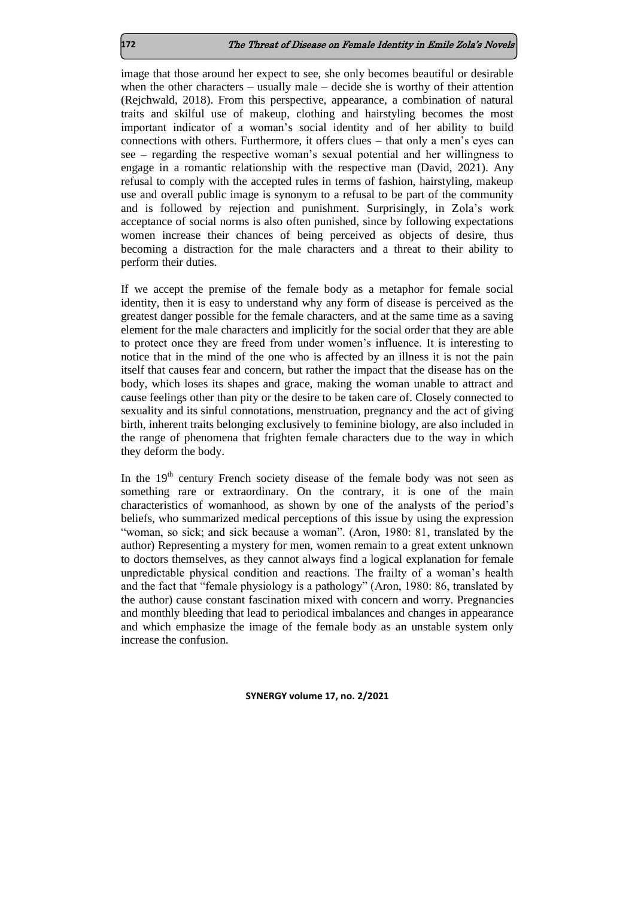image that those around her expect to see, she only becomes beautiful or desirable when the other characters – usually male – decide she is worthy of their attention (Rejchwald, 2018). From this perspective, appearance, a combination of natural traits and skilful use of makeup, clothing and hairstyling becomes the most important indicator of a woman's social identity and of her ability to build connections with others. Furthermore, it offers clues – that only a men's eyes can see – regarding the respective woman's sexual potential and her willingness to engage in a romantic relationship with the respective man (David, 2021). Any refusal to comply with the accepted rules in terms of fashion, hairstyling, makeup use and overall public image is synonym to a refusal to be part of the community and is followed by rejection and punishment. Surprisingly, in Zola's work acceptance of social norms is also often punished, since by following expectations women increase their chances of being perceived as objects of desire, thus becoming a distraction for the male characters and a threat to their ability to perform their duties.

If we accept the premise of the female body as a metaphor for female social identity, then it is easy to understand why any form of disease is perceived as the greatest danger possible for the female characters, and at the same time as a saving element for the male characters and implicitly for the social order that they are able to protect once they are freed from under women's influence. It is interesting to notice that in the mind of the one who is affected by an illness it is not the pain itself that causes fear and concern, but rather the impact that the disease has on the body, which loses its shapes and grace, making the woman unable to attract and cause feelings other than pity or the desire to be taken care of. Closely connected to sexuality and its sinful connotations, menstruation, pregnancy and the act of giving birth, inherent traits belonging exclusively to feminine biology, are also included in the range of phenomena that frighten female characters due to the way in which they deform the body.

In the 19th century French society disease of the female body was not seen as something rare or extraordinary. On the contrary, it is one of the main characteristics of womanhood, as shown by one of the analysts of the period's beliefs, who summarized medical perceptions of this issue by using the expression "woman, so sick; and sick because a woman". (Aron, 1980: 81, translated by the author) Representing a mystery for men, women remain to a great extent unknown to doctors themselves, as they cannot always find a logical explanation for female unpredictable physical condition and reactions. The frailty of a woman's health and the fact that "female physiology is a pathology" (Aron, 1980: 86, translated by the author) cause constant fascination mixed with concern and worry. Pregnancies and monthly bleeding that lead to periodical imbalances and changes in appearance and which emphasize the image of the female body as an unstable system only increase the confusion.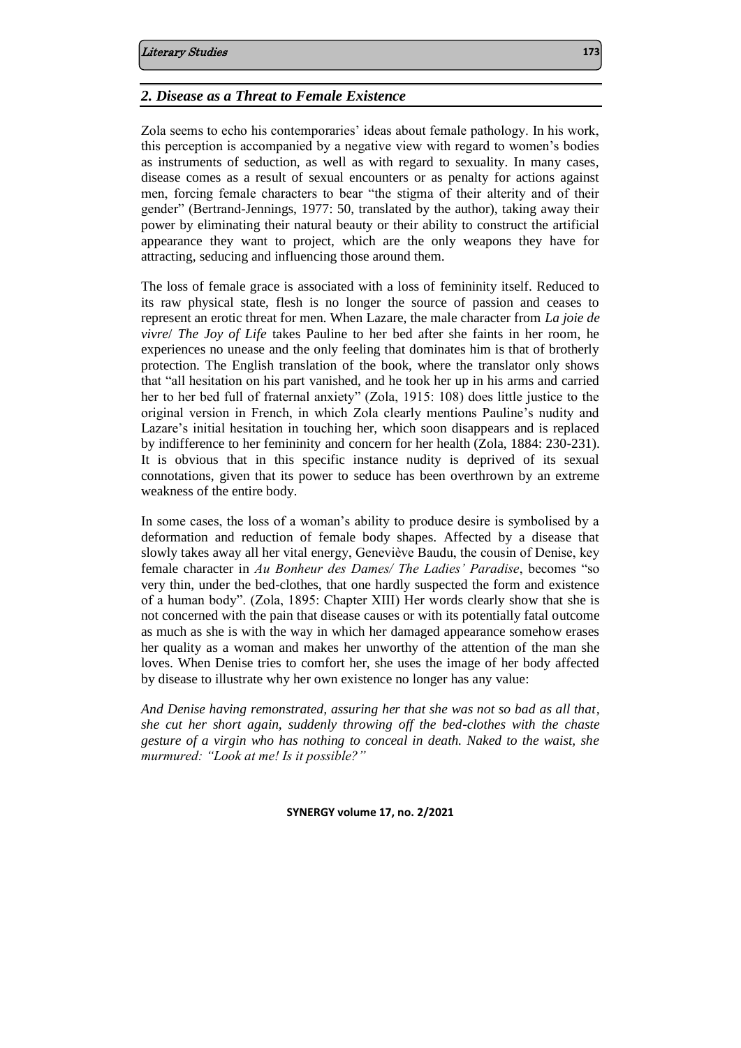## *2. Disease as a Threat to Female Existence*

Zola seems to echo his contemporaries' ideas about female pathology. In his work, this perception is accompanied by a negative view with regard to women's bodies as instruments of seduction, as well as with regard to sexuality. In many cases, disease comes as a result of sexual encounters or as penalty for actions against men, forcing female characters to bear "the stigma of their alterity and of their gender" (Bertrand-Jennings, 1977: 50, translated by the author), taking away their power by eliminating their natural beauty or their ability to construct the artificial appearance they want to project, which are the only weapons they have for attracting, seducing and influencing those around them.

The loss of female grace is associated with a loss of femininity itself. Reduced to its raw physical state, flesh is no longer the source of passion and ceases to represent an erotic threat for men. When Lazare, the male character from *La joie de vivre*/ *The Joy of Life* takes Pauline to her bed after she faints in her room, he experiences no unease and the only feeling that dominates him is that of brotherly protection. The English translation of the book, where the translator only shows that "all hesitation on his part vanished, and he took her up in his arms and carried her to her bed full of fraternal anxiety" (Zola, 1915: 108) does little justice to the original version in French, in which Zola clearly mentions Pauline's nudity and Lazare's initial hesitation in touching her, which soon disappears and is replaced by indifference to her femininity and concern for her health (Zola, 1884: 230-231). It is obvious that in this specific instance nudity is deprived of its sexual connotations, given that its power to seduce has been overthrown by an extreme weakness of the entire body.

In some cases, the loss of a woman's ability to produce desire is symbolised by a deformation and reduction of female body shapes. Affected by a disease that slowly takes away all her vital energy, Geneviève Baudu, the cousin of Denise, key female character in *Au Bonheur des Dames/ The Ladies' Paradise*, becomes "so very thin, under the bed-clothes, that one hardly suspected the form and existence of a human body". (Zola, 1895: Chapter XIII) Her words clearly show that she is not concerned with the pain that disease causes or with its potentially fatal outcome as much as she is with the way in which her damaged appearance somehow erases her quality as a woman and makes her unworthy of the attention of the man she loves. When Denise tries to comfort her, she uses the image of her body affected by disease to illustrate why her own existence no longer has any value:

*And Denise having remonstrated, assuring her that she was not so bad as all that, she cut her short again, suddenly throwing off the bed-clothes with the chaste gesture of a virgin who has nothing to conceal in death. Naked to the waist, she murmured: "Look at me! Is it possible?"*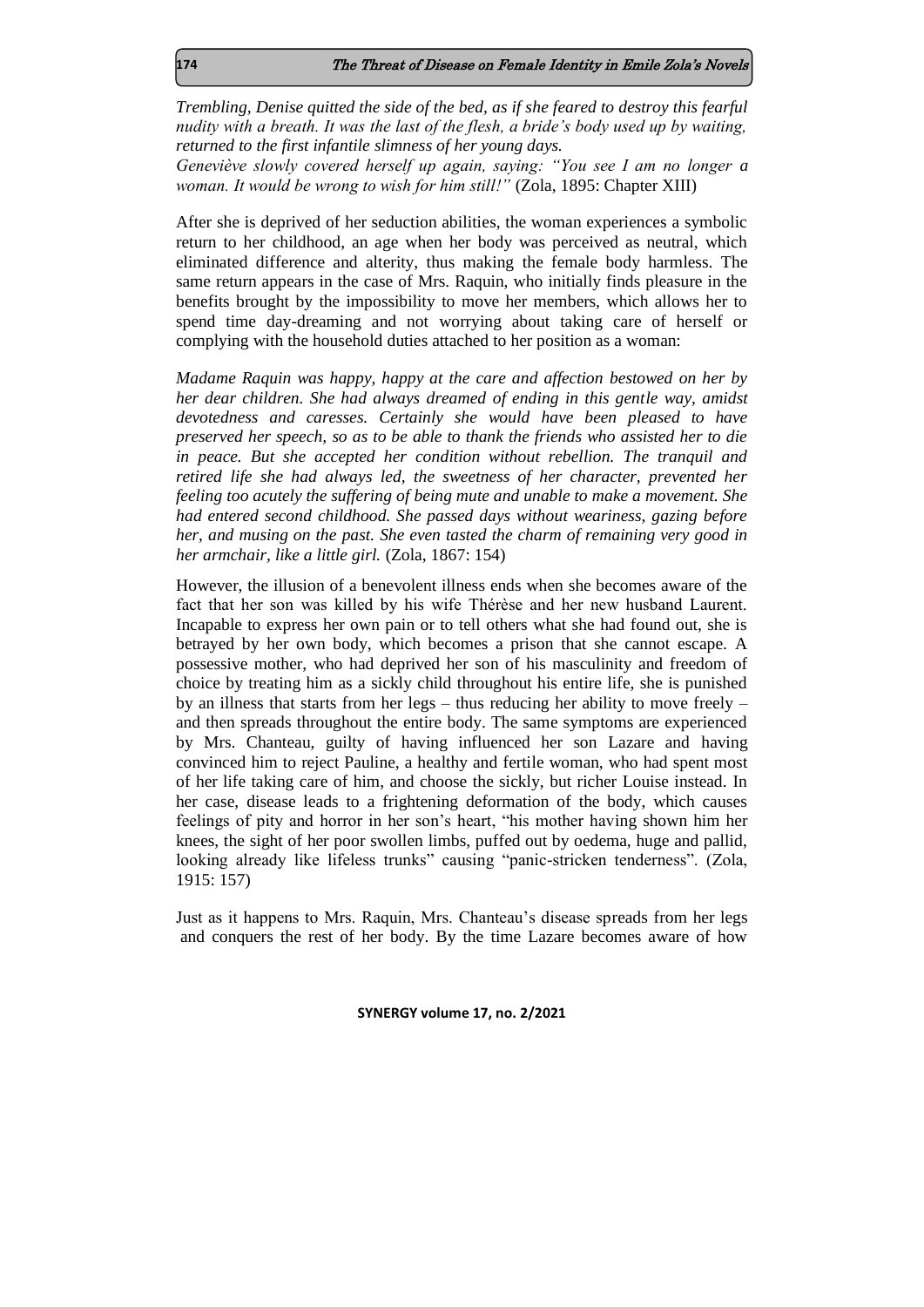*Trembling, Denise quitted the side of the bed, as if she feared to destroy this fearful nudity with a breath. It was the last of the flesh, a bride's body used up by waiting, returned to the first infantile slimness of her young days.*
*Geneviève slowly covered herself up again, saying: "You see I am no longer a woman. It would be wrong to wish for him still!"* (Zola, 1895: Chapter XIII)

After she is deprived of her seduction abilities, the woman experiences a symbolic return to her childhood, an age when her body was perceived as neutral, which eliminated difference and alterity, thus making the female body harmless. The same return appears in the case of Mrs. Raquin, who initially finds pleasure in the benefits brought by the impossibility to move her members, which allows her to spend time day-dreaming and not worrying about taking care of herself or complying with the household duties attached to her position as a woman:

*Madame Raquin was happy, happy at the care and affection bestowed on her by her dear children. She had always dreamed of ending in this gentle way, amidst devotedness and caresses. Certainly she would have been pleased to have preserved her speech, so as to be able to thank the friends who assisted her to die in peace. But she accepted her condition without rebellion. The tranquil and retired life she had always led, the sweetness of her character, prevented her feeling too acutely the suffering of being mute and unable to make a movement. She had entered second childhood. She passed days without weariness, gazing before her, and musing on the past. She even tasted the charm of remaining very good in her armchair, like a little girl.* (Zola, 1867: 154)

However, the illusion of a benevolent illness ends when she becomes aware of the fact that her son was killed by his wife Thérèse and her new husband Laurent. Incapable to express her own pain or to tell others what she had found out, she is betrayed by her own body, which becomes a prison that she cannot escape. A possessive mother, who had deprived her son of his masculinity and freedom of choice by treating him as a sickly child throughout his entire life, she is punished by an illness that starts from her legs – thus reducing her ability to move freely – and then spreads throughout the entire body. The same symptoms are experienced by Mrs. Chanteau, guilty of having influenced her son Lazare and having convinced him to reject Pauline, a healthy and fertile woman, who had spent most of her life taking care of him, and choose the sickly, but richer Louise instead. In her case, disease leads to a frightening deformation of the body, which causes feelings of pity and horror in her son's heart, "his mother having shown him her knees, the sight of her poor swollen limbs, puffed out by oedema, huge and pallid, looking already like lifeless trunks" causing "panic-stricken tenderness". (Zola, 1915: 157)

Just as it happens to Mrs. Raquin, Mrs. Chanteau's disease spreads from her legs and conquers the rest of her body. By the time Lazare becomes aware of how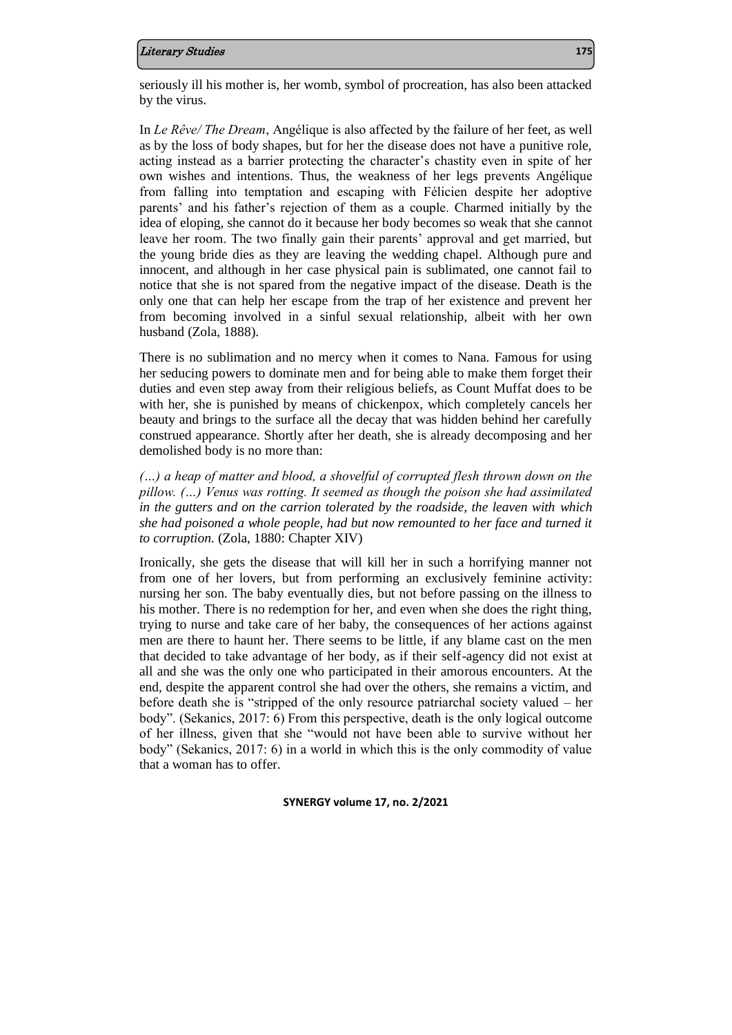seriously ill his mother is, her womb, symbol of procreation, has also been attacked by the virus.

In *Le Rêve/ The Dream*, Angélique is also affected by the failure of her feet, as well as by the loss of body shapes, but for her the disease does not have a punitive role, acting instead as a barrier protecting the character's chastity even in spite of her own wishes and intentions. Thus, the weakness of her legs prevents Angélique from falling into temptation and escaping with Félicien despite her adoptive parents' and his father's rejection of them as a couple. Charmed initially by the idea of eloping, she cannot do it because her body becomes so weak that she cannot leave her room. The two finally gain their parents' approval and get married, but the young bride dies as they are leaving the wedding chapel. Although pure and innocent, and although in her case physical pain is sublimated, one cannot fail to notice that she is not spared from the negative impact of the disease. Death is the only one that can help her escape from the trap of her existence and prevent her from becoming involved in a sinful sexual relationship, albeit with her own husband (Zola, 1888).

There is no sublimation and no mercy when it comes to Nana. Famous for using her seducing powers to dominate men and for being able to make them forget their duties and even step away from their religious beliefs, as Count Muffat does to be with her, she is punished by means of chickenpox, which completely cancels her beauty and brings to the surface all the decay that was hidden behind her carefully construed appearance. Shortly after her death, she is already decomposing and her demolished body is no more than:

*(…) a heap of matter and blood, a shovelful of corrupted flesh thrown down on the pillow. (…) Venus was rotting. It seemed as though the poison she had assimilated in the gutters and on the carrion tolerated by the roadside, the leaven with which she had poisoned a whole people, had but now remounted to her face and turned it to corruption.* (Zola, 1880: Chapter XIV)

Ironically, she gets the disease that will kill her in such a horrifying manner not from one of her lovers, but from performing an exclusively feminine activity: nursing her son. The baby eventually dies, but not before passing on the illness to his mother. There is no redemption for her, and even when she does the right thing, trying to nurse and take care of her baby, the consequences of her actions against men are there to haunt her. There seems to be little, if any blame cast on the men that decided to take advantage of her body, as if their self-agency did not exist at all and she was the only one who participated in their amorous encounters. At the end, despite the apparent control she had over the others, she remains a victim, and before death she is "stripped of the only resource patriarchal society valued – her body". (Sekanics, 2017: 6) From this perspective, death is the only logical outcome of her illness, given that she "would not have been able to survive without her body" (Sekanics, 2017: 6) in a world in which this is the only commodity of value that a woman has to offer.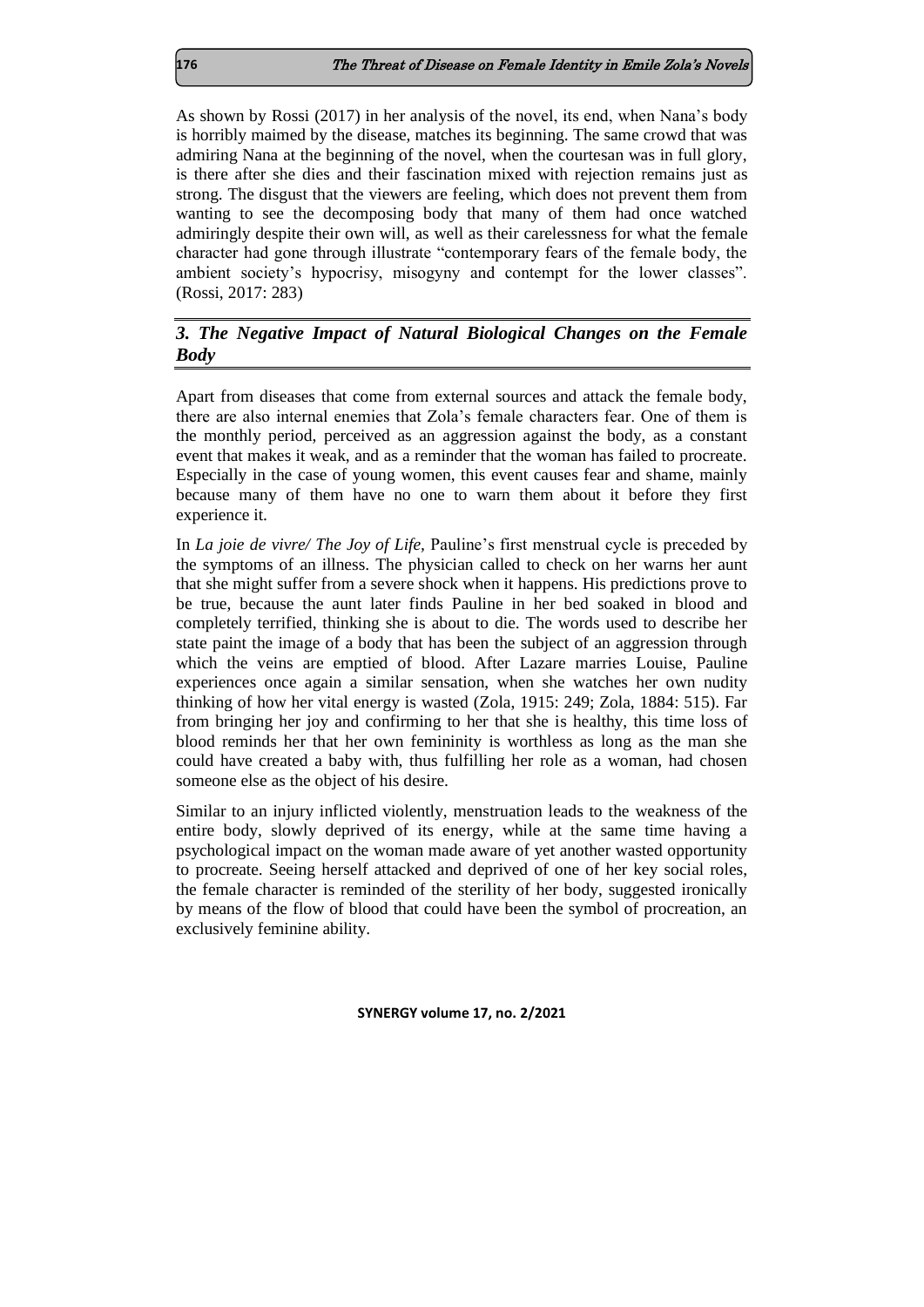As shown by Rossi (2017) in her analysis of the novel, its end, when Nana's body is horribly maimed by the disease, matches its beginning. The same crowd that was admiring Nana at the beginning of the novel, when the courtesan was in full glory, is there after she dies and their fascination mixed with rejection remains just as strong. The disgust that the viewers are feeling, which does not prevent them from wanting to see the decomposing body that many of them had once watched admiringly despite their own will, as well as their carelessness for what the female character had gone through illustrate "contemporary fears of the female body, the ambient society's hypocrisy, misogyny and contempt for the lower classes". (Rossi, 2017: 283)

## *3. The Negative Impact of Natural Biological Changes on the Female Body*

Apart from diseases that come from external sources and attack the female body, there are also internal enemies that Zola's female characters fear. One of them is the monthly period, perceived as an aggression against the body, as a constant event that makes it weak, and as a reminder that the woman has failed to procreate. Especially in the case of young women, this event causes fear and shame, mainly because many of them have no one to warn them about it before they first experience it.

In *La joie de vivre/ The Joy of Life*, Pauline's first menstrual cycle is preceded by the symptoms of an illness. The physician called to check on her warns her aunt that she might suffer from a severe shock when it happens. His predictions prove to be true, because the aunt later finds Pauline in her bed soaked in blood and completely terrified, thinking she is about to die. The words used to describe her state paint the image of a body that has been the subject of an aggression through which the veins are emptied of blood. After Lazare marries Louise, Pauline experiences once again a similar sensation, when she watches her own nudity thinking of how her vital energy is wasted (Zola, 1915: 249; Zola, 1884: 515). Far from bringing her joy and confirming to her that she is healthy, this time loss of blood reminds her that her own femininity is worthless as long as the man she could have created a baby with, thus fulfilling her role as a woman, had chosen someone else as the object of his desire.

Similar to an injury inflicted violently, menstruation leads to the weakness of the entire body, slowly deprived of its energy, while at the same time having a psychological impact on the woman made aware of yet another wasted opportunity to procreate. Seeing herself attacked and deprived of one of her key social roles, the female character is reminded of the sterility of her body, suggested ironically by means of the flow of blood that could have been the symbol of procreation, an exclusively feminine ability.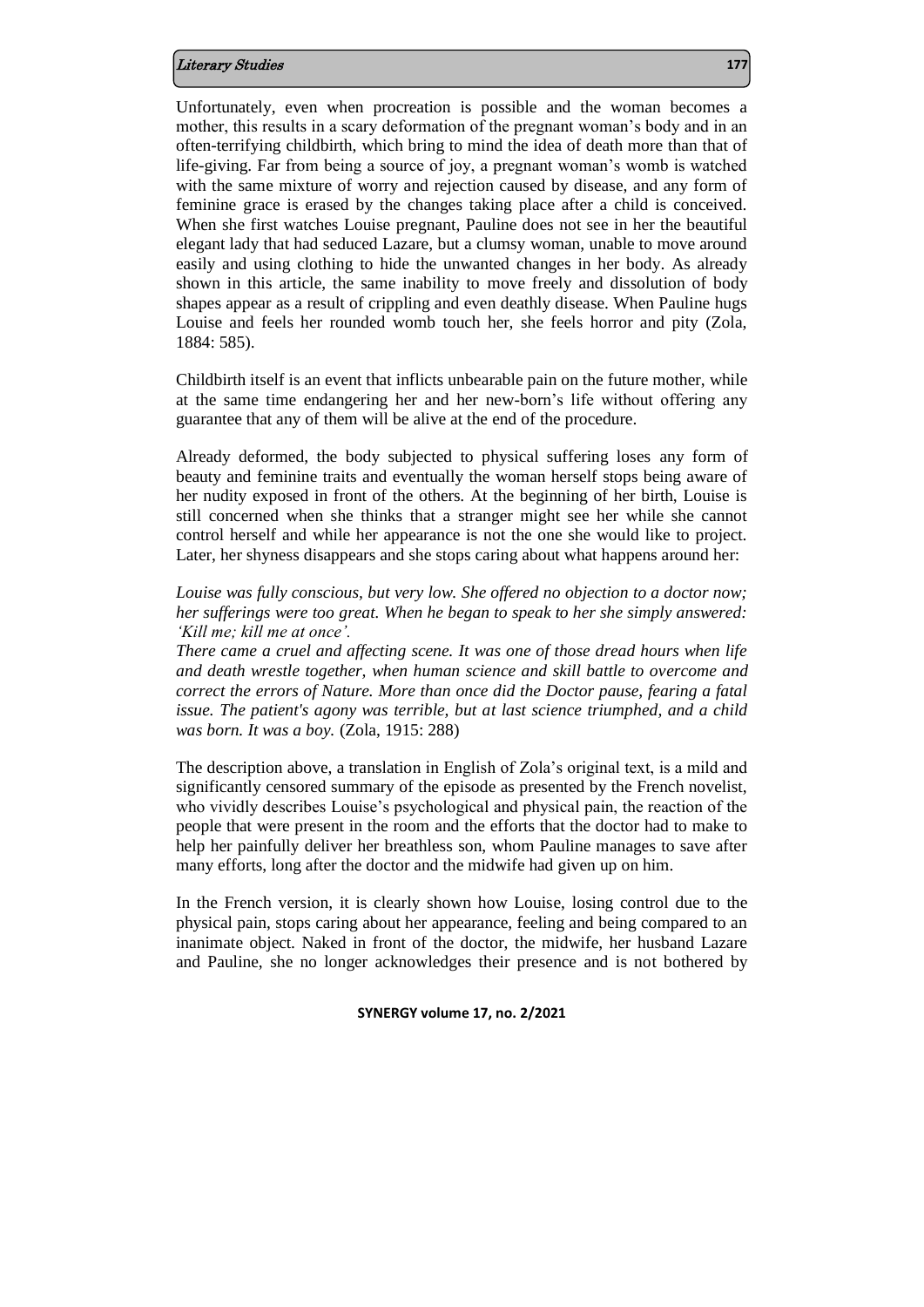Unfortunately, even when procreation is possible and the woman becomes a mother, this results in a scary deformation of the pregnant woman's body and in an often-terrifying childbirth, which bring to mind the idea of death more than that of life-giving. Far from being a source of joy, a pregnant woman's womb is watched with the same mixture of worry and rejection caused by disease, and any form of feminine grace is erased by the changes taking place after a child is conceived. When she first watches Louise pregnant, Pauline does not see in her the beautiful elegant lady that had seduced Lazare, but a clumsy woman, unable to move around easily and using clothing to hide the unwanted changes in her body. As already shown in this article, the same inability to move freely and dissolution of body shapes appear as a result of crippling and even deathly disease. When Pauline hugs Louise and feels her rounded womb touch her, she feels horror and pity (Zola, 1884: 585).

Childbirth itself is an event that inflicts unbearable pain on the future mother, while at the same time endangering her and her new-born's life without offering any guarantee that any of them will be alive at the end of the procedure.

Already deformed, the body subjected to physical suffering loses any form of beauty and feminine traits and eventually the woman herself stops being aware of her nudity exposed in front of the others. At the beginning of her birth, Louise is still concerned when she thinks that a stranger might see her while she cannot control herself and while her appearance is not the one she would like to project. Later, her shyness disappears and she stops caring about what happens around her:

*Louise was fully conscious, but very low. She offered no objection to a doctor now; her sufferings were too great. When he began to speak to her she simply answered: 'Kill me; kill me at once'.*
*There came a cruel and affecting scene. It was one of those dread hours when life and death wrestle together, when human science and skill battle to overcome and correct the errors of Nature. More than once did the Doctor pause, fearing a fatal issue. The patient's agony was terrible, but at last science triumphed, and a child was born. It was a boy.* (Zola, 1915: 288)

The description above, a translation in English of Zola's original text, is a mild and significantly censored summary of the episode as presented by the French novelist, who vividly describes Louise's psychological and physical pain, the reaction of the people that were present in the room and the efforts that the doctor had to make to help her painfully deliver her breathless son, whom Pauline manages to save after many efforts, long after the doctor and the midwife had given up on him.

In the French version, it is clearly shown how Louise, losing control due to the physical pain, stops caring about her appearance, feeling and being compared to an inanimate object. Naked in front of the doctor, the midwife, her husband Lazare and Pauline, she no longer acknowledges their presence and is not bothered by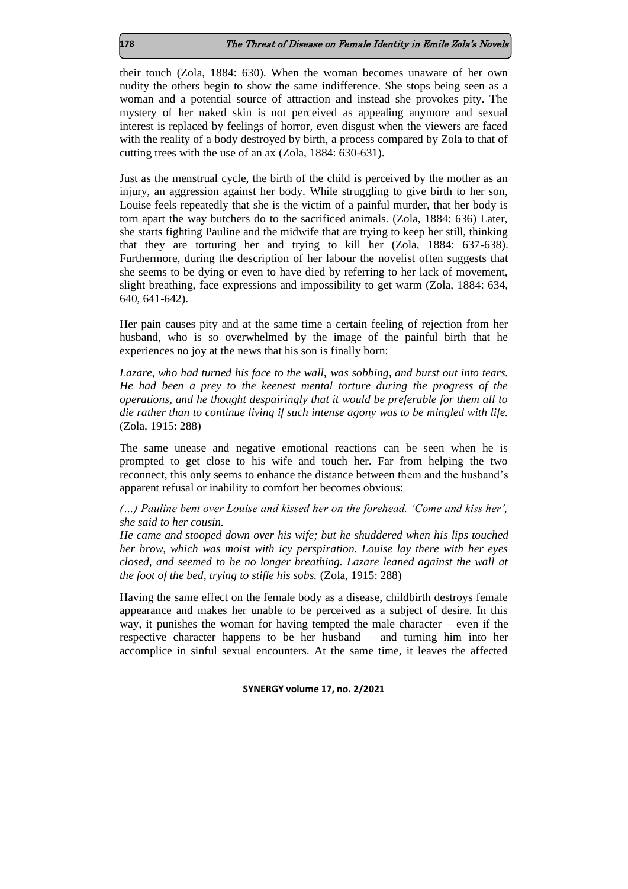their touch (Zola, 1884: 630). When the woman becomes unaware of her own nudity the others begin to show the same indifference. She stops being seen as a woman and a potential source of attraction and instead she provokes pity. The mystery of her naked skin is not perceived as appealing anymore and sexual interest is replaced by feelings of horror, even disgust when the viewers are faced with the reality of a body destroyed by birth, a process compared by Zola to that of cutting trees with the use of an ax (Zola, 1884: 630-631).

Just as the menstrual cycle, the birth of the child is perceived by the mother as an injury, an aggression against her body. While struggling to give birth to her son, Louise feels repeatedly that she is the victim of a painful murder, that her body is torn apart the way butchers do to the sacrificed animals. (Zola, 1884: 636) Later, she starts fighting Pauline and the midwife that are trying to keep her still, thinking that they are torturing her and trying to kill her (Zola, 1884: 637-638). Furthermore, during the description of her labour the novelist often suggests that she seems to be dying or even to have died by referring to her lack of movement, slight breathing, face expressions and impossibility to get warm (Zola, 1884: 634, 640, 641-642).

Her pain causes pity and at the same time a certain feeling of rejection from her husband, who is so overwhelmed by the image of the painful birth that he experiences no joy at the news that his son is finally born:

*Lazare, who had turned his face to the wall, was sobbing, and burst out into tears. He had been a prey to the keenest mental torture during the progress of the operations, and he thought despairingly that it would be preferable for them all to die rather than to continue living if such intense agony was to be mingled with life.* (Zola, 1915: 288)

The same unease and negative emotional reactions can be seen when he is prompted to get close to his wife and touch her. Far from helping the two reconnect, this only seems to enhance the distance between them and the husband's apparent refusal or inability to comfort her becomes obvious:

*(…) Pauline bent over Louise and kissed her on the forehead. 'Come and kiss her', she said to her cousin.*
*He came and stooped down over his wife; but he shuddered when his lips touched her brow, which was moist with icy perspiration. Louise lay there with her eyes closed, and seemed to be no longer breathing. Lazare leaned against the wall at the foot of the bed, trying to stifle his sobs.* (Zola, 1915: 288)

Having the same effect on the female body as a disease, childbirth destroys female appearance and makes her unable to be perceived as a subject of desire. In this way, it punishes the woman for having tempted the male character – even if the respective character happens to be her husband – and turning him into her accomplice in sinful sexual encounters. At the same time, it leaves the affected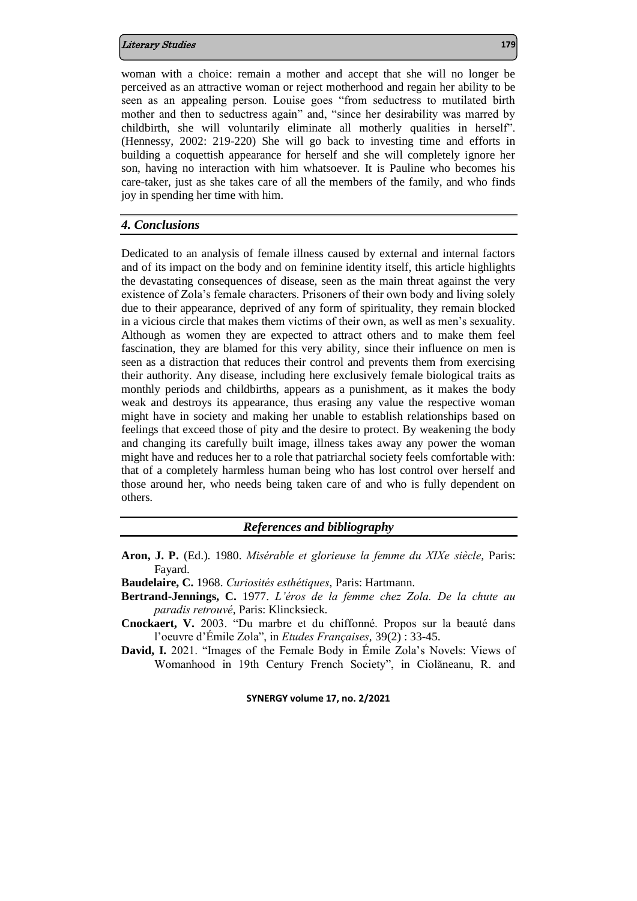woman with a choice: remain a mother and accept that she will no longer be perceived as an attractive woman or reject motherhood and regain her ability to be seen as an appealing person. Louise goes "from seductress to mutilated birth mother and then to seductress again" and, "since her desirability was marred by childbirth, she will voluntarily eliminate all motherly qualities in herself". (Hennessy, 2002: 219-220) She will go back to investing time and efforts in building a coquettish appearance for herself and she will completely ignore her son, having no interaction with him whatsoever. It is Pauline who becomes his care-taker, just as she takes care of all the members of the family, and who finds joy in spending her time with him.

## *4. Conclusions*

Dedicated to an analysis of female illness caused by external and internal factors and of its impact on the body and on feminine identity itself, this article highlights the devastating consequences of disease, seen as the main threat against the very existence of Zola's female characters. Prisoners of their own body and living solely due to their appearance, deprived of any form of spirituality, they remain blocked in a vicious circle that makes them victims of their own, as well as men's sexuality. Although as women they are expected to attract others and to make them feel fascination, they are blamed for this very ability, since their influence on men is seen as a distraction that reduces their control and prevents them from exercising their authority. Any disease, including here exclusively female biological traits as monthly periods and childbirths, appears as a punishment, as it makes the body weak and destroys its appearance, thus erasing any value the respective woman might have in society and making her unable to establish relationships based on feelings that exceed those of pity and the desire to protect. By weakening the body and changing its carefully built image, illness takes away any power the woman might have and reduces her to a role that patriarchal society feels comfortable with: that of a completely harmless human being who has lost control over herself and those around her, who needs being taken care of and who is fully dependent on others.

## *References and bibliography*

**Aron, J. P.** (Ed.). 1980. *Misérable et glorieuse la femme du XIXe siècle*, Paris: Fayard.

**Baudelaire, C.** 1968. *Curiosités esthétiques*, Paris: Hartmann.

**Bertrand-Jennings, C.** 1977. *L'éros de la femme chez Zola. De la chute au paradis retrouvé*, Paris: Klincksieck.

**Cnockaert, V.** 2003. "Du marbre et du chiffonné. Propos sur la beauté dans l'oeuvre d'Émile Zola", in *Etudes Françaises*, 39(2) : 33-45.

**David, I.** 2021. "Images of the Female Body in Émile Zola's Novels: Views of Womanhood in 19th Century French Society", in Ciolăneanu, R. and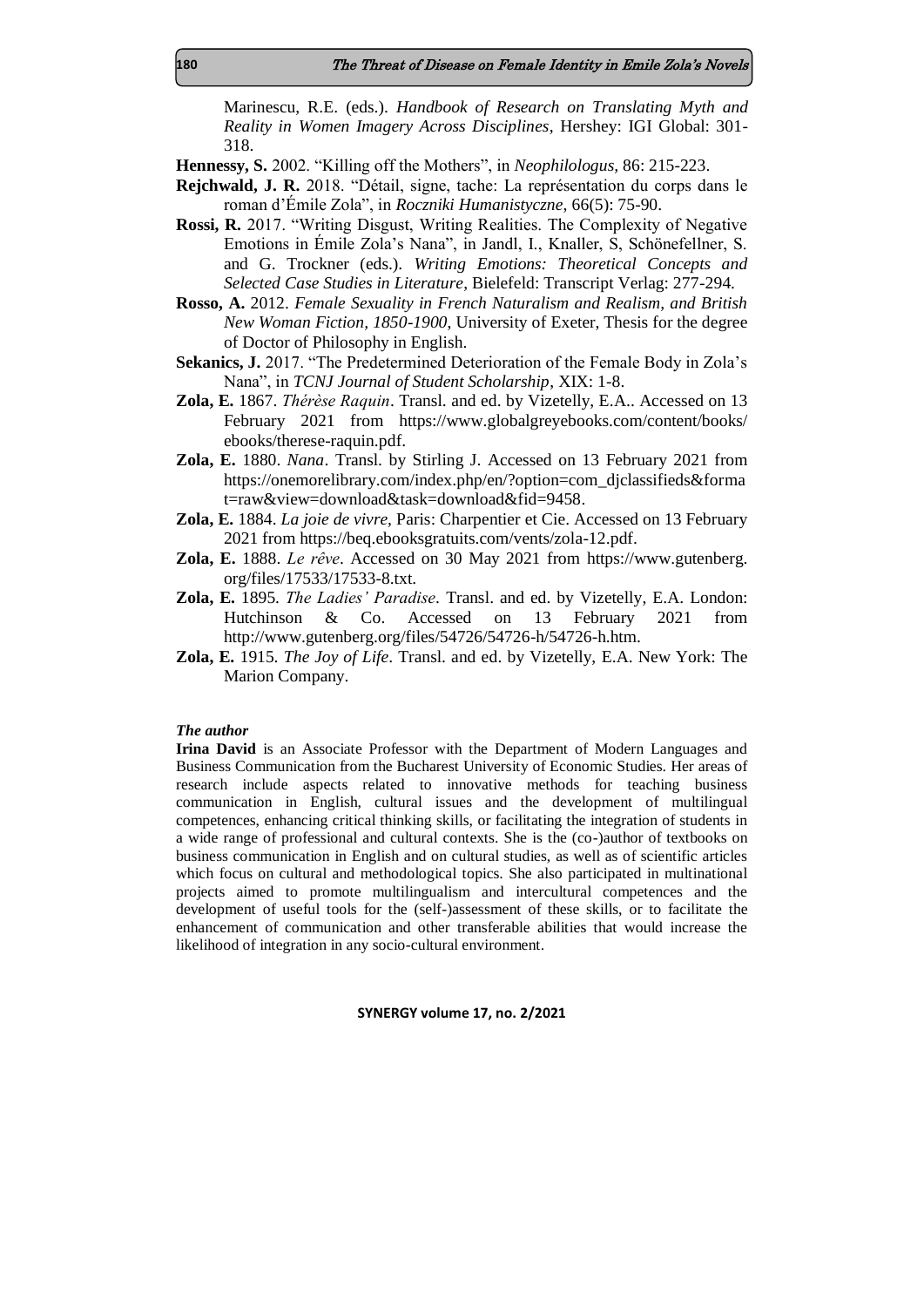Marinescu, R.E. (eds.). *Handbook of Research on Translating Myth and Reality in Women Imagery Across Disciplines*, Hershey: IGI Global: 301-318.

**Hennessy, S.** 2002. "Killing off the Mothers", in *Neophilologus*, 86: 215-223.

**Rejchwald, J. R.** 2018. "Détail, signe, tache: La représentation du corps dans le roman d'Émile Zola", in *Roczniki Humanistyczne*, 66(5): 75-90.

**Rossi, R.** 2017. "Writing Disgust, Writing Realities. The Complexity of Negative Emotions in Émile Zola's Nana", in Jandl, I., Knaller, S, Schönefellner, S. and G. Trockner (eds.). *Writing Emotions: Theoretical Concepts and Selected Case Studies in Literature*, Bielefeld: Transcript Verlag: 277-294.

**Rosso, A.** 2012. *Female Sexuality in French Naturalism and Realism, and British New Woman Fiction, 1850-1900*, University of Exeter, Thesis for the degree of Doctor of Philosophy in English.

**Sekanics, J.** 2017. "The Predetermined Deterioration of the Female Body in Zola's Nana", in *TCNJ Journal of Student Scholarship*, XIX: 1-8.

**Zola, E.** 1867. *Thérèse Raquin*. Transl. and ed. by Vizetelly, E.A.. Accessed on 13 February 2021 from https://www.globalgreyebooks.com/content/books/ebooks/therese-raquin.pdf.

**Zola, E.** 1880. *Nana*. Transl. by Stirling J. Accessed on 13 February 2021 from https://onemorelibrary.com/index.php/en/?option=com_djclassifieds&format=raw&view=download&task=download&fid=9458.

**Zola, E.** 1884. *La joie de vivre*, Paris: Charpentier et Cie. Accessed on 13 February 2021 from https://beq.ebooksgratuits.com/vents/zola-12.pdf.

**Zola, E.** 1888. *Le rêve*. Accessed on 30 May 2021 from https://www.gutenberg.org/files/17533/17533-8.txt.

**Zola, E.** 1895. *The Ladies' Paradise*. Transl. and ed. by Vizetelly, E.A. London: Hutchinson & Co. Accessed on 13 February 2021 from http://www.gutenberg.org/files/54726/54726-h/54726-h.htm.

**Zola, E.** 1915. *The Joy of Life*. Transl. and ed. by Vizetelly, E.A. New York: The Marion Company.

***The author***

**Irina David** is an Associate Professor with the Department of Modern Languages and Business Communication from the Bucharest University of Economic Studies. Her areas of research include aspects related to innovative methods for teaching business communication in English, cultural issues and the development of multilingual competences, enhancing critical thinking skills, or facilitating the integration of students in a wide range of professional and cultural contexts. She is the (co-)author of textbooks on business communication in English and on cultural studies, as well as of scientific articles which focus on cultural and methodological topics. She also participated in multinational projects aimed to promote multilingualism and intercultural competences and the development of useful tools for the (self-)assessment of these skills, or to facilitate the enhancement of communication and other transferable abilities that would increase the likelihood of integration in any socio-cultural environment.